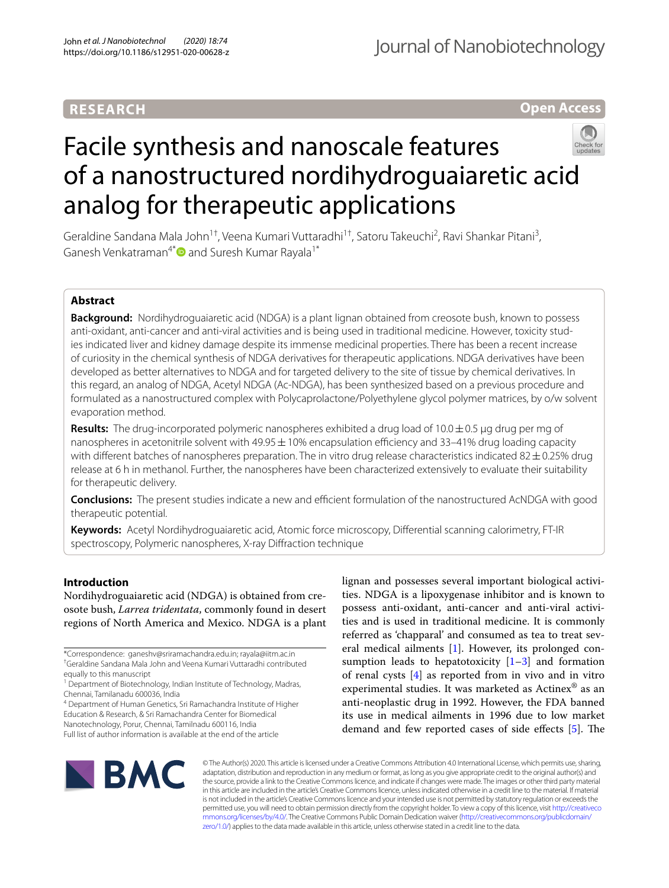RESEARCH

Open Access

# Facile synthesis and nanoscale features of a nanostructured nordihydroguaiaretic acid analog for therapeutic applications

Geraldine Sandana Mala John[1†], Veena Kumari Vuttaradhi[1†], Satoru Takeuchi[2], Ravi Shankar Pitani[3], Ganesh Venkatraman[4*] and Suresh Kumar Rayala[1*]

## Abstract

**Background:** Nordihydroguaiaretic acid (NDGA) is a plant lignan obtained from creosote bush, known to possess anti-oxidant, anti-cancer and anti-viral activities and is being used in traditional medicine. However, toxicity studies indicated liver and kidney damage despite its immense medicinal properties. There has been a recent increase of curiosity in the chemical synthesis of NDGA derivatives for therapeutic applications. NDGA derivatives have been developed as better alternatives to NDGA and for targeted delivery to the site of tissue by chemical derivatives. In this regard, an analog of NDGA, Acetyl NDGA (Ac-NDGA), has been synthesized based on a previous procedure and formulated as a nanostructured complex with Polycaprolactone/Polyethylene glycol polymer matrices, by o/w solvent evaporation method.

**Results:** The drug-incorporated polymeric nanospheres exhibited a drug load of 10.0 ± 0.5 µg drug per mg of nanospheres in acetonitrile solvent with 49.95 ± 10% encapsulation efficiency and 33–41% drug loading capacity with different batches of nanospheres preparation. The in vitro drug release characteristics indicated 82 ± 0.25% drug release at 6 h in methanol. Further, the nanospheres have been characterized extensively to evaluate their suitability for therapeutic delivery.

**Conclusions:** The present studies indicate a new and efficient formulation of the nanostructured AcNDGA with good therapeutic potential.

**Keywords:** Acetyl Nordihydroguaiaretic acid, Atomic force microscopy, Differential scanning calorimetry, FT-IR spectroscopy, Polymeric nanospheres, X-ray Diffraction technique

## Introduction

Nordihydroguaiaretic acid (NDGA) is obtained from creosote bush, *Larrea tridentata*, commonly found in desert regions of North America and Mexico. NDGA is a plant lignan and possesses several important biological activities. NDGA is a lipoxygenase inhibitor and is known to possess anti-oxidant, anti-cancer and anti-viral activities and is used in traditional medicine. It is commonly referred as 'chapparal' and consumed as tea to treat several medical ailments [1]. However, its prolonged consumption leads to hepatotoxicity [1–3] and formation of renal cysts [4] as reported from in vivo and in vitro experimental studies. It was marketed as Actinex® as an anti-neoplastic drug in 1992. However, the FDA banned its use in medical ailments in 1996 due to low market demand and few reported cases of side effects [5]. The

*Correspondence: ganeshv@sriramachandra.edu.in; rayala@iitm.ac.in
†Geraldine Sandana Mala John and Veena Kumari Vuttaradhi contributed equally to this manuscript
[1] Department of Biotechnology, Indian Institute of Technology, Madras, Chennai, Tamilnadu 600036, India
[4] Department of Human Genetics, Sri Ramachandra Institute of Higher Education & Research, & Sri Ramachandra Center for Biomedical Nanotechnology, Porur, Chennai, Tamilnadu 600116, India
Full list of author information is available at the end of the article

© The Author(s) 2020. This article is licensed under a Creative Commons Attribution 4.0 International License, which permits use, sharing, adaptation, distribution and reproduction in any medium or format, as long as you give appropriate credit to the original author(s) and the source, provide a link to the Creative Commons licence, and indicate if changes were made. The images or other third party material in this article are included in the article's Creative Commons licence, unless indicated otherwise in a credit line to the material. If material is not included in the article's Creative Commons licence and your intended use is not permitted by statutory regulation or exceeds the permitted use, you will need to obtain permission directly from the copyright holder. To view a copy of this licence, visit http://creativecommons.org/licenses/by/4.0/. The Creative Commons Public Domain Dedication waiver (http://creativecommons.org/publicdomain/zero/1.0/) applies to the data made available in this article, unless otherwise stated in a credit line to the data.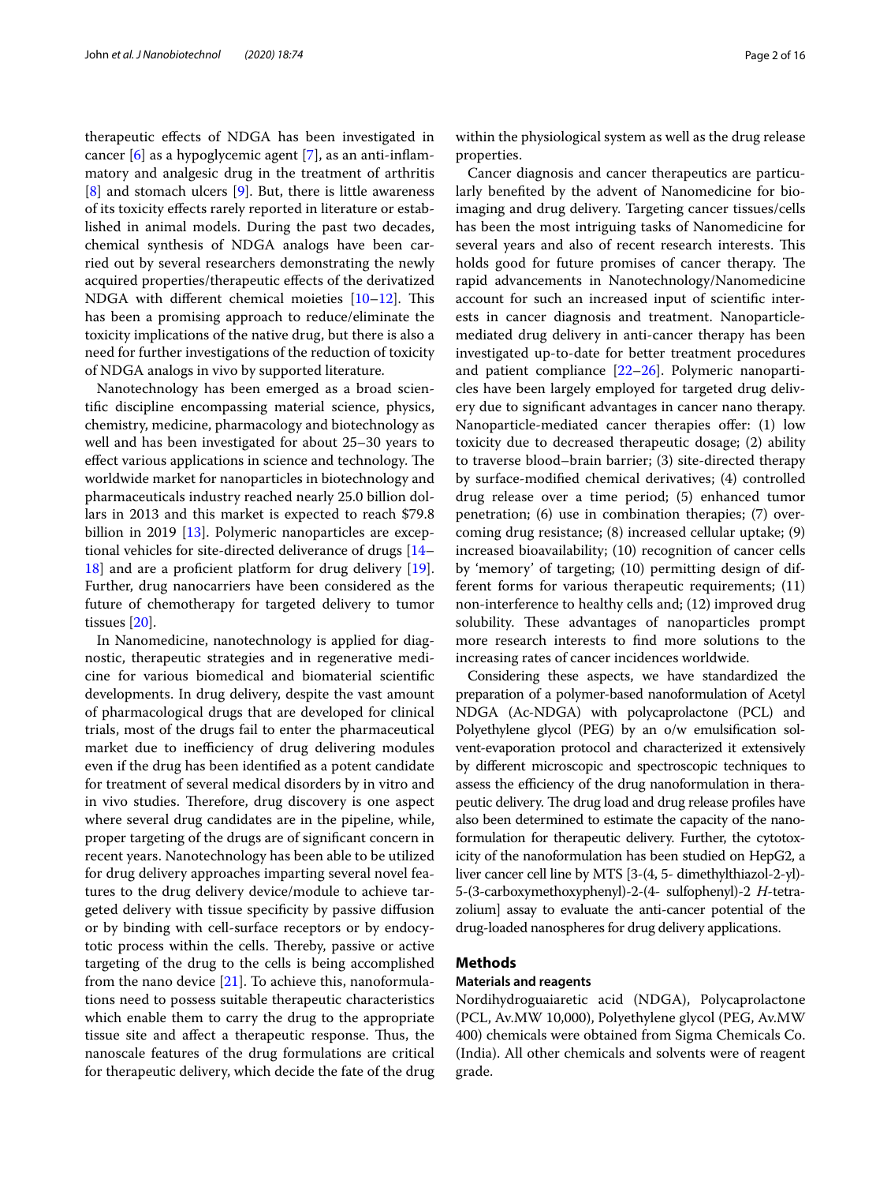therapeutic effects of NDGA has been investigated in cancer [6] as a hypoglycemic agent [7], as an anti-inflammatory and analgesic drug in the treatment of arthritis [8] and stomach ulcers [9]. But, there is little awareness of its toxicity effects rarely reported in literature or established in animal models. During the past two decades, chemical synthesis of NDGA analogs have been carried out by several researchers demonstrating the newly acquired properties/therapeutic effects of the derivatized NDGA with different chemical moieties [10–12]. This has been a promising approach to reduce/eliminate the toxicity implications of the native drug, but there is also a need for further investigations of the reduction of toxicity of NDGA analogs in vivo by supported literature.

Nanotechnology has been emerged as a broad scientific discipline encompassing material science, physics, chemistry, medicine, pharmacology and biotechnology as well and has been investigated for about 25–30 years to effect various applications in science and technology. The worldwide market for nanoparticles in biotechnology and pharmaceuticals industry reached nearly 25.0 billion dollars in 2013 and this market is expected to reach $79.8 billion in 2019 [13]. Polymeric nanoparticles are exceptional vehicles for site-directed deliverance of drugs [14–18] and are a proficient platform for drug delivery [19]. Further, drug nanocarriers have been considered as the future of chemotherapy for targeted delivery to tumor tissues [20].

In Nanomedicine, nanotechnology is applied for diagnostic, therapeutic strategies and in regenerative medicine for various biomedical and biomaterial scientific developments. In drug delivery, despite the vast amount of pharmacological drugs that are developed for clinical trials, most of the drugs fail to enter the pharmaceutical market due to inefficiency of drug delivering modules even if the drug has been identified as a potent candidate for treatment of several medical disorders by in vitro and in vivo studies. Therefore, drug discovery is one aspect where several drug candidates are in the pipeline, while, proper targeting of the drugs are of significant concern in recent years. Nanotechnology has been able to be utilized for drug delivery approaches imparting several novel features to the drug delivery device/module to achieve targeted delivery with tissue specificity by passive diffusion or by binding with cell-surface receptors or by endocytotic process within the cells. Thereby, passive or active targeting of the drug to the cells is being accomplished from the nano device [21]. To achieve this, nanoformulations need to possess suitable therapeutic characteristics which enable them to carry the drug to the appropriate tissue site and affect a therapeutic response. Thus, the nanoscale features of the drug formulations are critical for therapeutic delivery, which decide the fate of the drug within the physiological system as well as the drug release properties.

Cancer diagnosis and cancer therapeutics are particularly benefited by the advent of Nanomedicine for bioimaging and drug delivery. Targeting cancer tissues/cells has been the most intriguing tasks of Nanomedicine for several years and also of recent research interests. This holds good for future promises of cancer therapy. The rapid advancements in Nanotechnology/Nanomedicine account for such an increased input of scientific interests in cancer diagnosis and treatment. Nanoparticle-mediated drug delivery in anti-cancer therapy has been investigated up-to-date for better treatment procedures and patient compliance [22–26]. Polymeric nanoparticles have been largely employed for targeted drug delivery due to significant advantages in cancer nano therapy. Nanoparticle-mediated cancer therapies offer: (1) low toxicity due to decreased therapeutic dosage; (2) ability to traverse blood–brain barrier; (3) site-directed therapy by surface-modified chemical derivatives; (4) controlled drug release over a time period; (5) enhanced tumor penetration; (6) use in combination therapies; (7) overcoming drug resistance; (8) increased cellular uptake; (9) increased bioavailability; (10) recognition of cancer cells by 'memory' of targeting; (10) permitting design of different forms for various therapeutic requirements; (11) non-interference to healthy cells and; (12) improved drug solubility. These advantages of nanoparticles prompt more research interests to find more solutions to the increasing rates of cancer incidences worldwide.

Considering these aspects, we have standardized the preparation of a polymer-based nanoformulation of Acetyl NDGA (Ac-NDGA) with polycaprolactone (PCL) and Polyethylene glycol (PEG) by an o/w emulsification solvent-evaporation protocol and characterized it extensively by different microscopic and spectroscopic techniques to assess the efficiency of the drug nanoformulation in therapeutic delivery. The drug load and drug release profiles have also been determined to estimate the capacity of the nanoformulation for therapeutic delivery. Further, the cytotoxicity of the nanoformulation has been studied on HepG2, a liver cancer cell line by MTS [3-(4, 5- dimethylthiazol-2-yl)-5-(3-carboxymethoxyphenyl)-2-(4- sulfophenyl)-2 *H*-tetrazolium] assay to evaluate the anti-cancer potential of the drug-loaded nanospheres for drug delivery applications.

## Methods

### Materials and reagents

Nordihydroguaiaretic acid (NDGA), Polycaprolactone (PCL, Av.MW 10,000), Polyethylene glycol (PEG, Av.MW 400) chemicals were obtained from Sigma Chemicals Co. (India). All other chemicals and solvents were of reagent grade.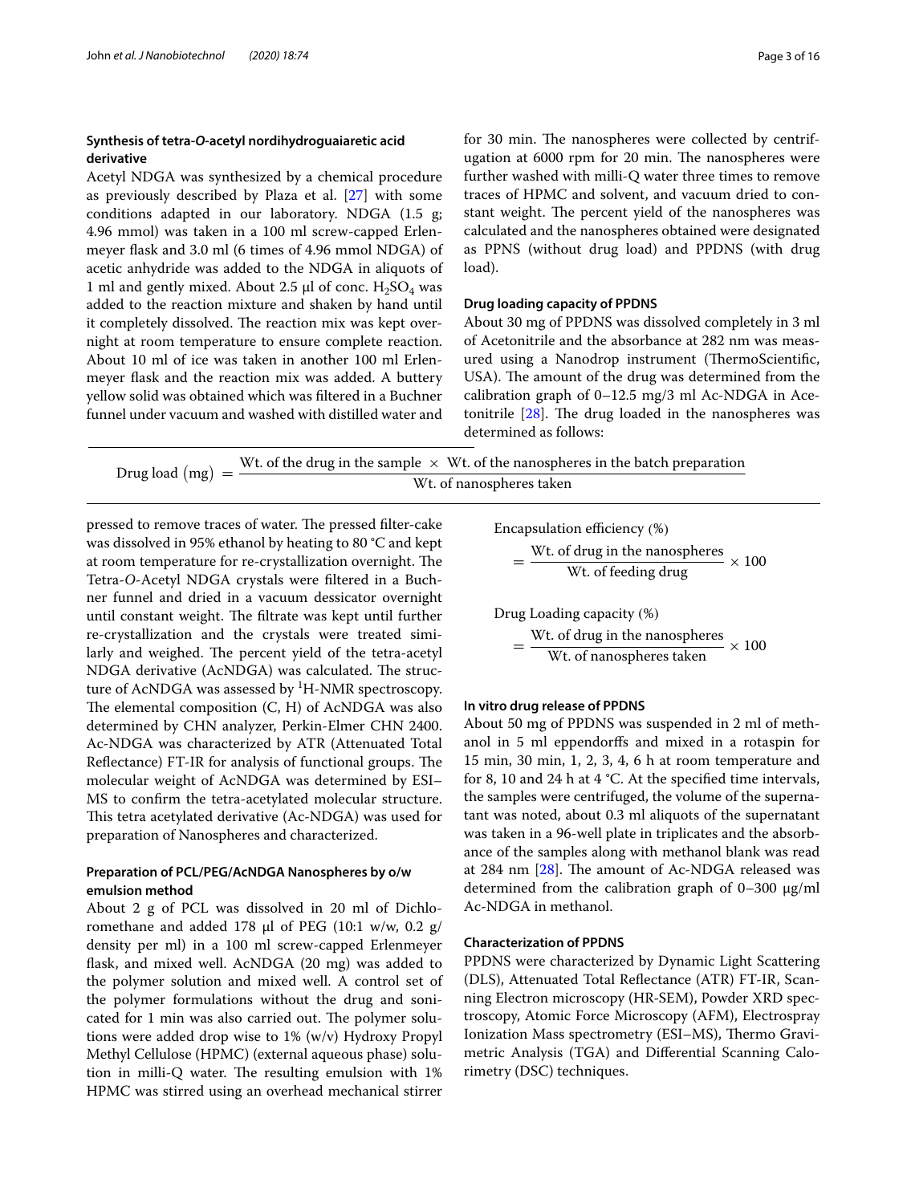### Synthesis of tetra-*O*-acetyl nordihydroguaiaretic acid derivative

Acetyl NDGA was synthesized by a chemical procedure as previously described by Plaza et al. [27] with some conditions adapted in our laboratory. NDGA (1.5 g; 4.96 mmol) was taken in a 100 ml screw-capped Erlenmeyer flask and 3.0 ml (6 times of 4.96 mmol NDGA) of acetic anhydride was added to the NDGA in aliquots of 1 ml and gently mixed. About 2.5 µl of conc. $H_2SO_4$ was added to the reaction mixture and shaken by hand until it completely dissolved. The reaction mix was kept overnight at room temperature to ensure complete reaction. About 10 ml of ice was taken in another 100 ml Erlenmeyer flask and the reaction mix was added. A buttery yellow solid was obtained which was filtered in a Buchner funnel under vacuum and washed with distilled water and pressed to remove traces of water. The pressed filter-cake was dissolved in 95% ethanol by heating to 80 °C and kept at room temperature for re-crystallization overnight. The Tetra-*O*-Acetyl NDGA crystals were filtered in a Buchner funnel and dried in a vacuum dessicator overnight until constant weight. The filtrate was kept until further re-crystallization and the crystals were treated similarly and weighed. The percent yield of the tetra-acetyl NDGA derivative (AcNDGA) was calculated. The structure of AcNDGA was assessed by $^{1}$H-NMR spectroscopy. The elemental composition (C, H) of AcNDGA was also determined by CHN analyzer, Perkin-Elmer CHN 2400. Ac-NDGA was characterized by ATR (Attenuated Total Reflectance) FT-IR for analysis of functional groups. The molecular weight of AcNDGA was determined by ESI–MS to confirm the tetra-acetylated molecular structure. This tetra acetylated derivative (Ac-NDGA) was used for preparation of Nanospheres and characterized.

### Preparation of PCL/PEG/AcNDGA Nanospheres by o/w emulsion method

About 2 g of PCL was dissolved in 20 ml of Dichloromethane and added 178 µl of PEG (10:1 w/w, 0.2 g/density per ml) in a 100 ml screw-capped Erlenmeyer flask, and mixed well. AcNDGA (20 mg) was added to the polymer solution and mixed well. A control set of the polymer formulations without the drug and sonicated for 1 min was also carried out. The polymer solutions were added drop wise to 1% (w/v) Hydroxy Propyl Methyl Cellulose (HPMC) (external aqueous phase) solution in milli-Q water. The resulting emulsion with 1% HPMC was stirred using an overhead mechanical stirrer for 30 min. The nanospheres were collected by centrifugation at 6000 rpm for 20 min. The nanospheres were further washed with milli-Q water three times to remove traces of HPMC and solvent, and vacuum dried to constant weight. The percent yield of the nanospheres was calculated and the nanospheres obtained were designated as PPNS (without drug load) and PPDNS (with drug load).

### Drug loading capacity of PPDNS

About 30 mg of PPDNS was dissolved completely in 3 ml of Acetonitrile and the absorbance at 282 nm was measured using a Nanodrop instrument (ThermoScientific, USA). The amount of the drug was determined from the calibration graph of 0–12.5 mg/3 ml Ac-NDGA in Acetonitrile [28]. The drug loaded in the nanospheres was determined as follows:

$$\text{Drug load (mg)} = \frac{\text{Wt. of the drug in the sample} \times \text{Wt. of the nanospheres in the batch preparation}}{\text{Wt. of nanospheres taken}}$$

$$\text{Encapsulation efficiency (\%)} = \frac{\text{Wt. of drug in the nanospheres}}{\text{Wt. of feeding drug}} \times 100$$

$$\text{Drug Loading capacity (\%)} = \frac{\text{Wt. of drug in the nanospheres}}{\text{Wt. of nanospheres taken}} \times 100$$

### In vitro drug release of PPDNS

About 50 mg of PPDNS was suspended in 2 ml of methanol in 5 ml eppendorffs and mixed in a rotaspin for 15 min, 30 min, 1, 2, 3, 4, 6 h at room temperature and for 8, 10 and 24 h at 4 °C. At the specified time intervals, the samples were centrifuged, the volume of the supernatant was noted, about 0.3 ml aliquots of the supernatant was taken in a 96-well plate in triplicates and the absorbance of the samples along with methanol blank was read at 284 nm [28]. The amount of Ac-NDGA released was determined from the calibration graph of 0–300 µg/ml Ac-NDGA in methanol.

### Characterization of PPDNS

PPDNS were characterized by Dynamic Light Scattering (DLS), Attenuated Total Reflectance (ATR) FT-IR, Scanning Electron microscopy (HR-SEM), Powder XRD spectroscopy, Atomic Force Microscopy (AFM), Electrospray Ionization Mass spectrometry (ESI–MS), Thermo Gravimetric Analysis (TGA) and Differential Scanning Calorimetry (DSC) techniques.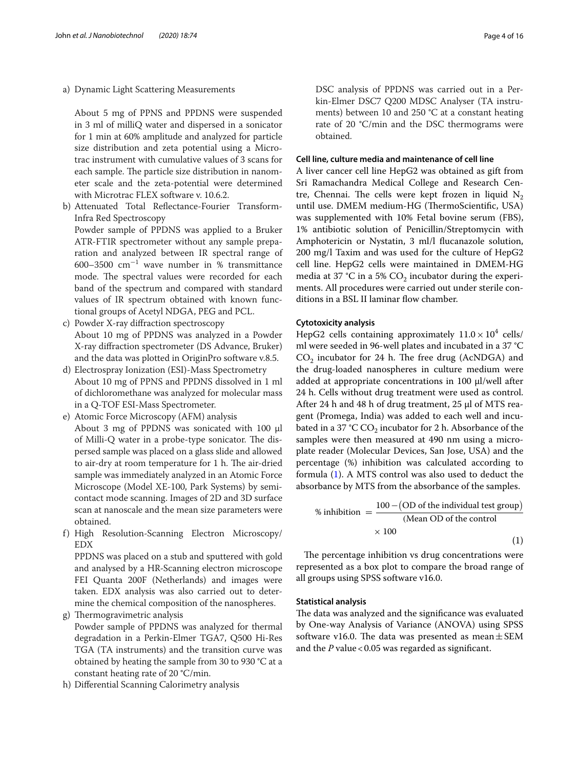a) Dynamic Light Scattering Measurements

   About 5 mg of PPNS and PPDNS were suspended in 3 ml of milliQ water and dispersed in a sonicator for 1 min at 60% amplitude and analyzed for particle size distribution and zeta potential using a Microtrac instrument with cumulative values of 3 scans for each sample. The particle size distribution in nanometer scale and the zeta-potential were determined with Microtrac FLEX software v. 10.6.2.

b) Attenuated Total Reflectance-Fourier Transform-Infra Red Spectroscopy

   Powder sample of PPDNS was applied to a Bruker ATR-FTIR spectrometer without any sample preparation and analyzed between IR spectral range of 600–3500 $cm^{-1}$ wave number in % transmittance mode. The spectral values were recorded for each band of the spectrum and compared with standard values of IR spectrum obtained with known functional groups of Acetyl NDGA, PEG and PCL.

c) Powder X-ray diffraction spectroscopy

   About 10 mg of PPDNS was analyzed in a Powder X-ray diffraction spectrometer (DS Advance, Bruker) and the data was plotted in OriginPro software v.8.5.

d) Electrospray Ionization (ESI)-Mass Spectrometry

   About 10 mg of PPNS and PPDNS dissolved in 1 ml of dichloromethane was analyzed for molecular mass in a Q-TOF ESI-Mass Spectrometer.

e) Atomic Force Microscopy (AFM) analysis

   About 3 mg of PPDNS was sonicated with 100 µl of Milli-Q water in a probe-type sonicator. The dispersed sample was placed on a glass slide and allowed to air-dry at room temperature for 1 h. The air-dried sample was immediately analyzed in an Atomic Force Microscope (Model XE-100, Park Systems) by semi-contact mode scanning. Images of 2D and 3D surface scan at nanoscale and the mean size parameters were obtained.

f) High Resolution-Scanning Electron Microscopy/EDX

   PPDNS was placed on a stub and sputtered with gold and analysed by a HR-Scanning electron microscope FEI Quanta 200F (Netherlands) and images were taken. EDX analysis was also carried out to determine the chemical composition of the nanospheres.

g) Thermogravimetric analysis

   Powder sample of PPDNS was analyzed for thermal degradation in a Perkin-Elmer TGA7, Q500 Hi-Res TGA (TA instruments) and the transition curve was obtained by heating the sample from 30 to 930 °C at a constant heating rate of 20 °C/min.

h) Differential Scanning Calorimetry analysis

   DSC analysis of PPDNS was carried out in a Perkin-Elmer DSC7 Q200 MDSC Analyser (TA instruments) between 10 and 250 °C at a constant heating rate of 20 °C/min and the DSC thermograms were obtained.

### Cell line, culture media and maintenance of cell line

A liver cancer cell line HepG2 was obtained as gift from Sri Ramachandra Medical College and Research Centre, Chennai. The cells were kept frozen in liquid $N_2$ until use. DMEM medium-HG (ThermoScientific, USA) was supplemented with 10% Fetal bovine serum (FBS), 1% antibiotic solution of Penicillin/Streptomycin with Amphotericin or Nystatin, 3 ml/l flucanazole solution, 200 mg/l Taxim and was used for the culture of HepG2 cell line. HepG2 cells were maintained in DMEM-HG media at 37 °C in a 5% $CO_2$ incubator during the experiments. All procedures were carried out under sterile conditions in a BSL II laminar flow chamber.

### Cytotoxicity analysis

HepG2 cells containing approximately $11.0 \times 10^4$ cells/ml were seeded in 96-well plates and incubated in a 37 °C $CO_2$ incubator for 24 h. The free drug (AcNDGA) and the drug-loaded nanospheres in culture medium were added at appropriate concentrations in 100 µl/well after 24 h. Cells without drug treatment were used as control. After 24 h and 48 h of drug treatment, 25 µl of MTS reagent (Promega, India) was added to each well and incubated in a 37 °C $CO_2$ incubator for 2 h. Absorbance of the samples were then measured at 490 nm using a microplate reader (Molecular Devices, San Jose, USA) and the percentage (%) inhibition was calculated according to formula (1). A MTS control was also used to deduct the absorbance by MTS from the absorbance of the samples.

$$\% \text{ inhibition } = \frac{100 - (\text{OD of the individual test group})}{(\text{Mean OD of the control}} \times 100 \quad (1)$$

The percentage inhibition vs drug concentrations were represented as a box plot to compare the broad range of all groups using SPSS software v16.0.

### Statistical analysis

The data was analyzed and the significance was evaluated by One-way Analysis of Variance (ANOVA) using SPSS software v16.0. The data was presented as mean ± SEM and the $P$ value $< 0.05$ was regarded as significant.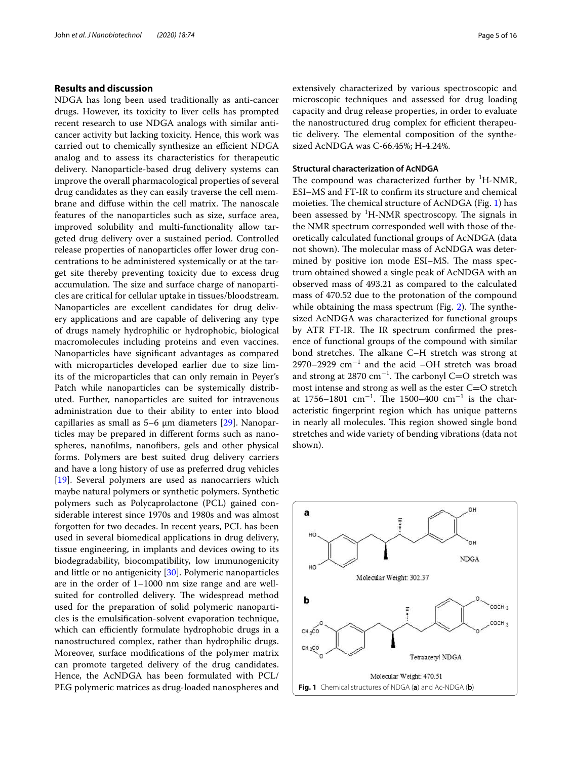## Results and discussion

NDGA has long been used traditionally as anti-cancer drugs. However, its toxicity to liver cells has prompted recent research to use NDGA analogs with similar anti-cancer activity but lacking toxicity. Hence, this work was carried out to chemically synthesize an efficient NDGA analog and to assess its characteristics for therapeutic delivery. Nanoparticle-based drug delivery systems can improve the overall pharmacological properties of several drug candidates as they can easily traverse the cell membrane and diffuse within the cell matrix. The nanoscale features of the nanoparticles such as size, surface area, improved solubility and multi-functionality allow targeted drug delivery over a sustained period. Controlled release properties of nanoparticles offer lower drug concentrations to be administered systemically or at the target site thereby preventing toxicity due to excess drug accumulation. The size and surface charge of nanoparticles are critical for cellular uptake in tissues/bloodstream. Nanoparticles are excellent candidates for drug delivery applications and are capable of delivering any type of drugs namely hydrophilic or hydrophobic, biological macromolecules including proteins and even vaccines. Nanoparticles have significant advantages as compared with microparticles developed earlier due to size limits of the microparticles that can only remain in Peyer's Patch while nanoparticles can be systemically distributed. Further, nanoparticles are suited for intravenous administration due to their ability to enter into blood capillaries as small as 5–6 µm diameters [29]. Nanoparticles may be prepared in different forms such as nanospheres, nanofilms, nanofibers, gels and other physical forms. Polymers are best suited drug delivery carriers and have a long history of use as preferred drug vehicles [19]. Several polymers are used as nanocarriers which maybe natural polymers or synthetic polymers. Synthetic polymers such as Polycaprolactone (PCL) gained considerable interest since 1970s and 1980s and was almost forgotten for two decades. In recent years, PCL has been used in several biomedical applications in drug delivery, tissue engineering, in implants and devices owing to its biodegradability, biocompatibility, low immunogenicity and little or no antigenicity [30]. Polymeric nanoparticles are in the order of 1–1000 nm size range and are well-suited for controlled delivery. The widespread method used for the preparation of solid polymeric nanoparticles is the emulsification-solvent evaporation technique, which can efficiently formulate hydrophobic drugs in a nanostructured complex, rather than hydrophilic drugs. Moreover, surface modifications of the polymer matrix can promote targeted delivery of the drug candidates. Hence, the AcNDGA has been formulated with PCL/PEG polymeric matrices as drug-loaded nanospheres and extensively characterized by various spectroscopic and microscopic techniques and assessed for drug loading capacity and drug release properties, in order to evaluate the nanostructured drug complex for efficient therapeutic delivery. The elemental composition of the synthesized AcNDGA was C-66.45%; H-4.24%.

### Structural characterization of AcNDGA

The compound was characterized further by $^1$H-NMR, ESI–MS and FT-IR to confirm its structure and chemical moieties. The chemical structure of AcNDGA (Fig. 1) has been assessed by $^1$H-NMR spectroscopy. The signals in the NMR spectrum corresponded well with those of theoretically calculated functional groups of AcNDGA (data not shown). The molecular mass of AcNDGA was determined by positive ion mode ESI–MS. The mass spectrum obtained showed a single peak of AcNDGA with an observed mass of 493.21 as compared to the calculated mass of 470.52 due to the protonation of the compound while obtaining the mass spectrum (Fig. 2). The synthesized AcNDGA was characterized for functional groups by ATR FT-IR. The IR spectrum confirmed the presence of functional groups of the compound with similar bond stretches. The alkane C–H stretch was strong at 2970–2929 cm$^{-1}$ and the acid –OH stretch was broad and strong at 2870 cm$^{-1}$. The carbonyl C=O stretch was most intense and strong as well as the ester C=O stretch at 1756–1801 cm$^{-1}$. The 1500–400 cm$^{-1}$ is the characteristic fingerprint region which has unique patterns in nearly all molecules. This region showed single bond stretches and wide variety of bending vibrations (data not shown).

**a**

NDGA

Molecular Weight: 302.37

**b**

Tetraacetyl NDGA

Molecular Weight: 470.51

**Fig. 1** Chemical structures of NDGA (**a**) and Ac-NDGA (**b**)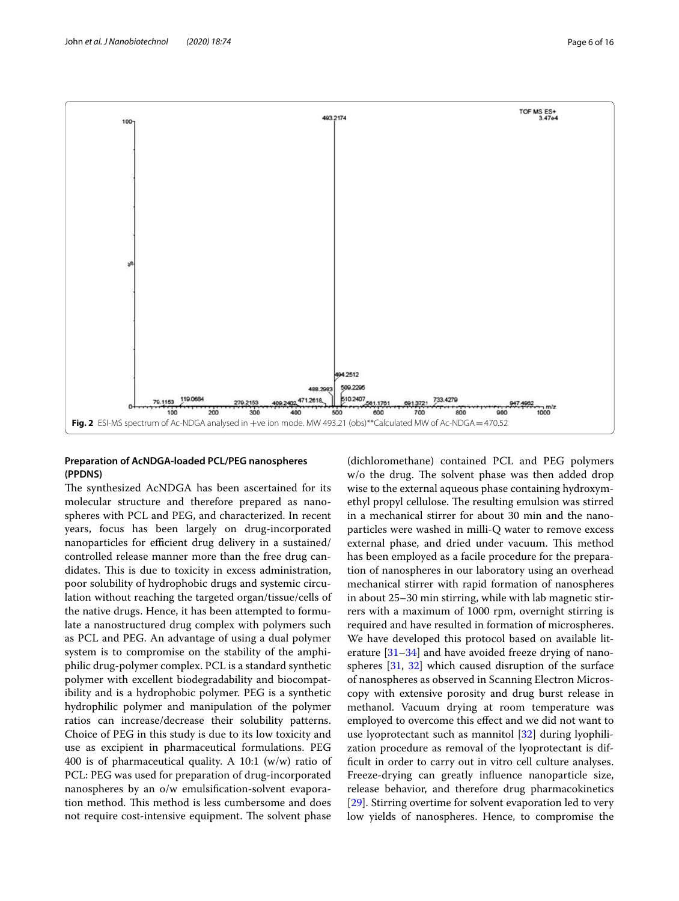Fig. 2 ESI-MS spectrum of Ac-NDGA analysed in +ve ion mode. MW 493.21 (obs)**Calculated MW of Ac-NDGA = 470.52

### Preparation of AcNDGA-loaded PCL/PEG nanospheres (PPDNS)

The synthesized AcNDGA has been ascertained for its molecular structure and therefore prepared as nanospheres with PCL and PEG, and characterized. In recent years, focus has been largely on drug-incorporated nanoparticles for efficient drug delivery in a sustained/controlled release manner more than the free drug candidates. This is due to toxicity in excess administration, poor solubility of hydrophobic drugs and systemic circulation without reaching the targeted organ/tissue/cells of the native drugs. Hence, it has been attempted to formulate a nanostructured drug complex with polymers such as PCL and PEG. An advantage of using a dual polymer system is to compromise on the stability of the amphiphilic drug-polymer complex. PCL is a standard synthetic polymer with excellent biodegradability and biocompatibility and is a hydrophobic polymer. PEG is a synthetic hydrophilic polymer and manipulation of the polymer ratios can increase/decrease their solubility patterns. Choice of PEG in this study is due to its low toxicity and use as excipient in pharmaceutical formulations. PEG 400 is of pharmaceutical quality. A 10:1 (w/w) ratio of PCL: PEG was used for preparation of drug-incorporated nanospheres by an o/w emulsification-solvent evaporation method. This method is less cumbersome and does not require cost-intensive equipment. The solvent phase (dichloromethane) contained PCL and PEG polymers w/o the drug. The solvent phase was then added drop wise to the external aqueous phase containing hydroxymethyl propyl cellulose. The resulting emulsion was stirred in a mechanical stirrer for about 30 min and the nanoparticles were washed in milli-Q water to remove excess external phase, and dried under vacuum. This method has been employed as a facile procedure for the preparation of nanospheres in our laboratory using an overhead mechanical stirrer with rapid formation of nanospheres in about 25–30 min stirring, while with lab magnetic stirrers with a maximum of 1000 rpm, overnight stirring is required and have resulted in formation of microspheres. We have developed this protocol based on available literature [31–34] and have avoided freeze drying of nanospheres [31, 32] which caused disruption of the surface of nanospheres as observed in Scanning Electron Microscopy with extensive porosity and drug burst release in methanol. Vacuum drying at room temperature was employed to overcome this effect and we did not want to use lyoprotectant such as mannitol [32] during lyophilization procedure as removal of the lyoprotectant is difficult in order to carry out in vitro cell culture analyses. Freeze-drying can greatly influence nanoparticle size, release behavior, and therefore drug pharmacokinetics [29]. Stirring overtime for solvent evaporation led to very low yields of nanospheres. Hence, to compromise the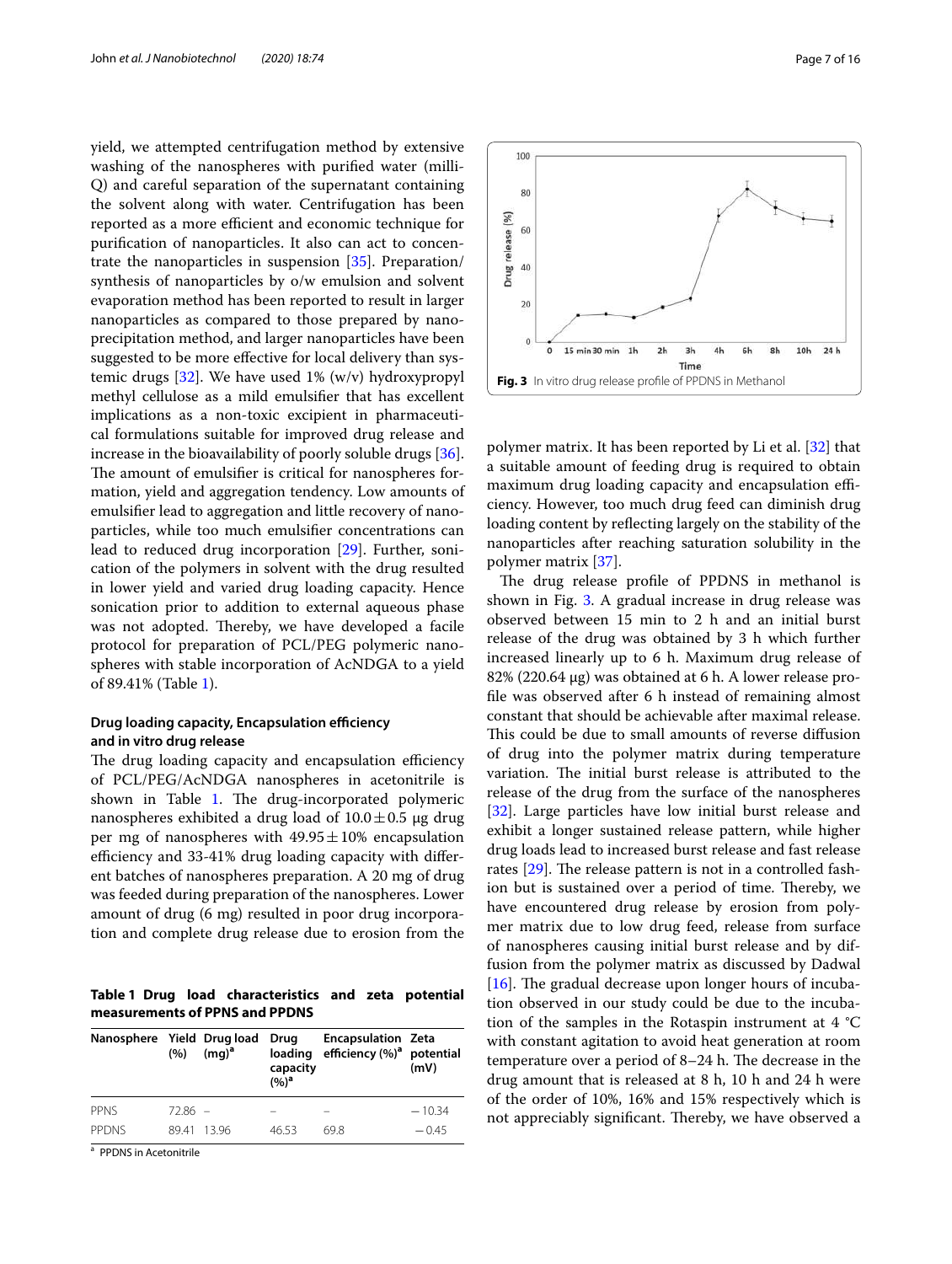yield, we attempted centrifugation method by extensive washing of the nanospheres with purified water (milli-Q) and careful separation of the supernatant containing the solvent along with water. Centrifugation has been reported as a more efficient and economic technique for purification of nanoparticles. It also can act to concentrate the nanoparticles in suspension [35]. Preparation/synthesis of nanoparticles by o/w emulsion and solvent evaporation method has been reported to result in larger nanoparticles as compared to those prepared by nanoprecipitation method, and larger nanoparticles have been suggested to be more effective for local delivery than systemic drugs [32]. We have used 1% (w/v) hydroxypropyl methyl cellulose as a mild emulsifier that has excellent implications as a non-toxic excipient in pharmaceutical formulations suitable for improved drug release and increase in the bioavailability of poorly soluble drugs [36]. The amount of emulsifier is critical for nanospheres formation, yield and aggregation tendency. Low amounts of emulsifier lead to aggregation and little recovery of nanoparticles, while too much emulsifier concentrations can lead to reduced drug incorporation [29]. Further, sonication of the polymers in solvent with the drug resulted in lower yield and varied drug loading capacity. Hence sonication prior to addition to external aqueous phase was not adopted. Thereby, we have developed a facile protocol for preparation of PCL/PEG polymeric nanospheres with stable incorporation of AcNDGA to a yield of 89.41% (Table 1).

### Drug loading capacity, Encapsulation efficiency and in vitro drug release

The drug loading capacity and encapsulation efficiency of PCL/PEG/AcNDGA nanospheres in acetonitrile is shown in Table 1. The drug-incorporated polymeric nanospheres exhibited a drug load of $10.0 \pm 0.5$ μg drug per mg of nanospheres with $49.95 \pm 10\%$ encapsulation efficiency and 33-41% drug loading capacity with different batches of nanospheres preparation. A 20 mg of drug was feeded during preparation of the nanospheres. Lower amount of drug (6 mg) resulted in poor drug incorporation and complete drug release due to erosion from the polymer matrix. It has been reported by Li et al. [32] that a suitable amount of feeding drug is required to obtain maximum drug loading capacity and encapsulation efficiency. However, too much drug feed can diminish drug loading content by reflecting largely on the stability of the nanoparticles after reaching saturation solubility in the polymer matrix [37].

**Table 1 Drug load characteristics and zeta potential measurements of PPNS and PPDNS**

| Nanosphere | Yield (%) | Drug load (mg)[a] | Drug loading capacity (%)[a] | Encapsulation efficiency (%)[a] | Zeta potential (mV) |
|---|---|---|---|---|---|
| PPNS | 72.86 | – | – | – | −10.34 |
| PPDNS | 89.41 | 13.96 | 46.53 | 69.8 | −0.45 |

[a] PPDNS in Acetonitrile

Fig. 3 In vitro drug release profile of PPDNS in Methanol

The drug release profile of PPDNS in methanol is shown in Fig. 3. A gradual increase in drug release was observed between 15 min to 2 h and an initial burst release of the drug was obtained by 3 h which further increased linearly up to 6 h. Maximum drug release of 82% (220.64 μg) was obtained at 6 h. A lower release profile was observed after 6 h instead of remaining almost constant that should be achievable after maximal release. This could be due to small amounts of reverse diffusion of drug into the polymer matrix during temperature variation. The initial burst release is attributed to the release of the drug from the surface of the nanospheres [32]. Large particles have low initial burst release and exhibit a longer sustained release pattern, while higher drug loads lead to increased burst release and fast release rates [29]. The release pattern is not in a controlled fashion but is sustained over a period of time. Thereby, we have encountered drug release by erosion from polymer matrix due to low drug feed, release from surface of nanospheres causing initial burst release and by diffusion from the polymer matrix as discussed by Dadwal [16]. The gradual decrease upon longer hours of incubation observed in our study could be due to the incubation of the samples in the Rotaspin instrument at 4 °C with constant agitation to avoid heat generation at room temperature over a period of 8–24 h. The decrease in the drug amount that is released at 8 h, 10 h and 24 h were of the order of 10%, 16% and 15% respectively which is not appreciably significant. Thereby, we have observed a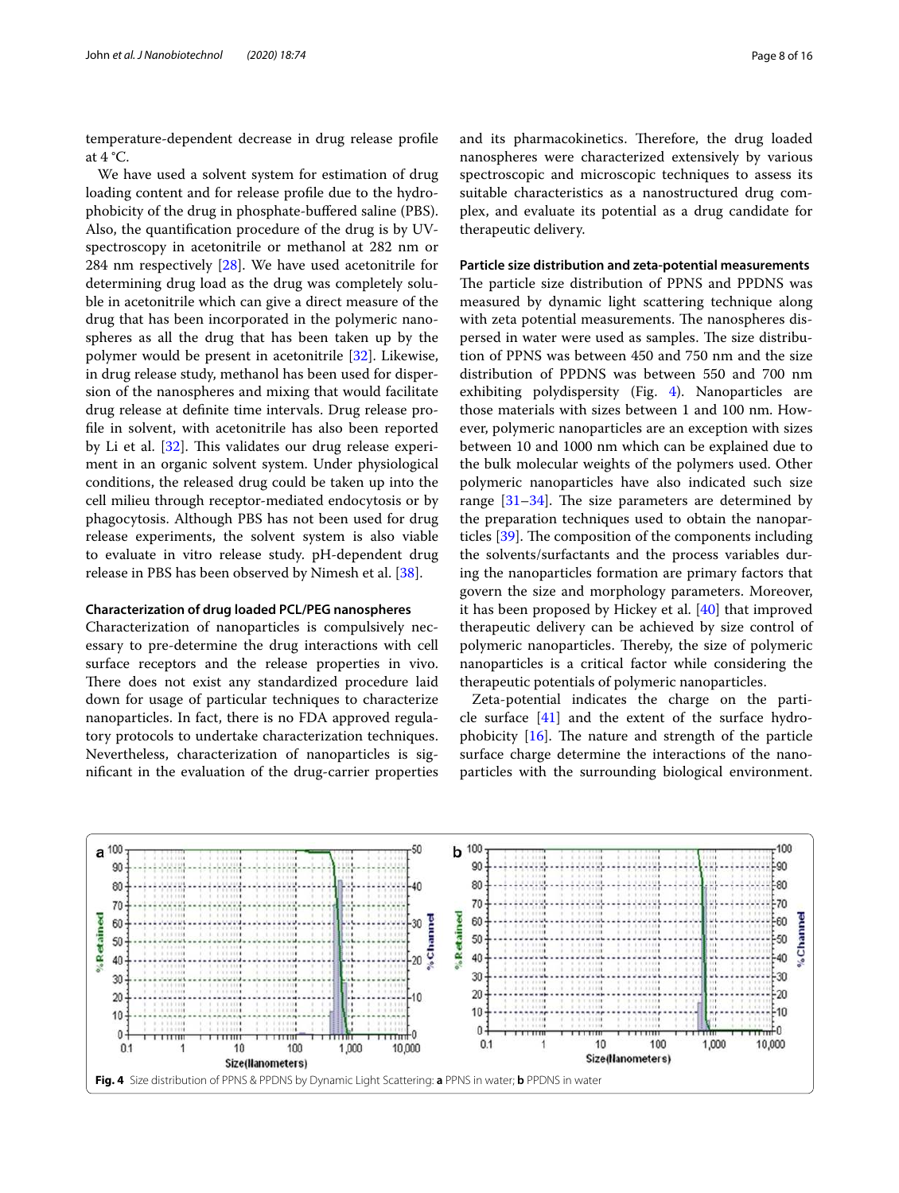temperature-dependent decrease in drug release profile at 4 °C.

We have used a solvent system for estimation of drug loading content and for release profile due to the hydrophobicity of the drug in phosphate-buffered saline (PBS). Also, the quantification procedure of the drug is by UV-spectroscopy in acetonitrile or methanol at 282 nm or 284 nm respectively [28]. We have used acetonitrile for determining drug load as the drug was completely soluble in acetonitrile which can give a direct measure of the drug that has been incorporated in the polymeric nanospheres as all the drug that has been taken up by the polymer would be present in acetonitrile [32]. Likewise, in drug release study, methanol has been used for dispersion of the nanospheres and mixing that would facilitate drug release at definite time intervals. Drug release profile in solvent, with acetonitrile has also been reported by Li et al. [32]. This validates our drug release experiment in an organic solvent system. Under physiological conditions, the released drug could be taken up into the cell milieu through receptor-mediated endocytosis or by phagocytosis. Although PBS has not been used for drug release experiments, the solvent system is also viable to evaluate in vitro release study. pH-dependent drug release in PBS has been observed by Nimesh et al. [38].

### Characterization of drug loaded PCL/PEG nanospheres

Characterization of nanoparticles is compulsively necessary to pre-determine the drug interactions with cell surface receptors and the release properties in vivo. There does not exist any standardized procedure laid down for usage of particular techniques to characterize nanoparticles. In fact, there is no FDA approved regulatory protocols to undertake characterization techniques. Nevertheless, characterization of nanoparticles is significant in the evaluation of the drug-carrier properties and its pharmacokinetics. Therefore, the drug loaded nanospheres were characterized extensively by various spectroscopic and microscopic techniques to assess its suitable characteristics as a nanostructured drug complex, and evaluate its potential as a drug candidate for therapeutic delivery.

### Particle size distribution and zeta-potential measurements

The particle size distribution of PPNS and PPDNS was measured by dynamic light scattering technique along with zeta potential measurements. The nanospheres dispersed in water were used as samples. The size distribution of PPNS was between 450 and 750 nm and the size distribution of PPDNS was between 550 and 700 nm exhibiting polydispersity (Fig. 4). Nanoparticles are those materials with sizes between 1 and 100 nm. However, polymeric nanoparticles are an exception with sizes between 10 and 1000 nm which can be explained due to the bulk molecular weights of the polymers used. Other polymeric nanoparticles have also indicated such size range [31–34]. The size parameters are determined by the preparation techniques used to obtain the nanoparticles [39]. The composition of the components including the solvents/surfactants and the process variables during the nanoparticles formation are primary factors that govern the size and morphology parameters. Moreover, it has been proposed by Hickey et al. [40] that improved therapeutic delivery can be achieved by size control of polymeric nanoparticles. Thereby, the size of polymeric nanoparticles is a critical factor while considering the therapeutic potentials of polymeric nanoparticles.

Zeta-potential indicates the charge on the particle surface [41] and the extent of the surface hydrophobicity [16]. The nature and strength of the particle surface charge determine the interactions of the nanoparticles with the surrounding biological environment.

**Fig. 4** Size distribution of PPNS & PPDNS by Dynamic Light Scattering: **a** PPNS in water; **b** PPDNS in water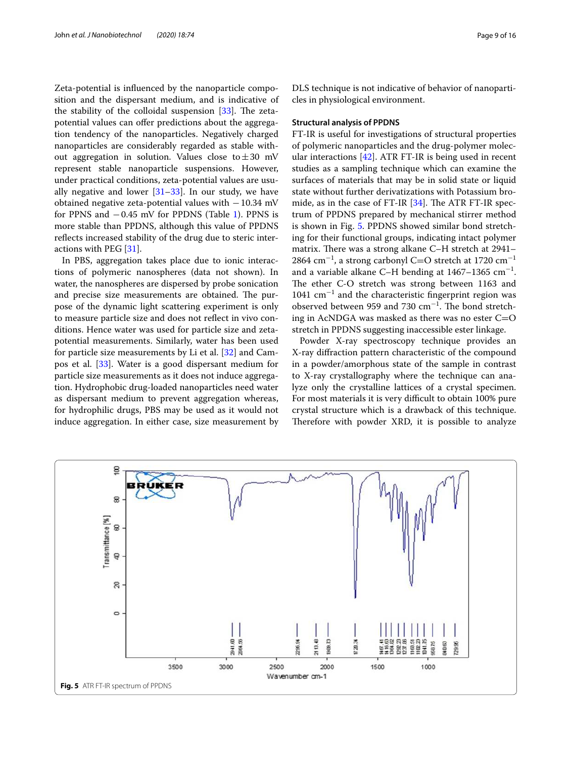Zeta-potential is influenced by the nanoparticle composition and the dispersant medium, and is indicative of the stability of the colloidal suspension [33]. The zeta-potential values can offer predictions about the aggregation tendency of the nanoparticles. Negatively charged nanoparticles are considerably regarded as stable without aggregation in solution. Values close to ± 30 mV represent stable nanoparticle suspensions. However, under practical conditions, zeta-potential values are usually negative and lower [31–33]. In our study, we have obtained negative zeta-potential values with −10.34 mV for PPNS and −0.45 mV for PPDNS (Table 1). PPNS is more stable than PPDNS, although this value of PPDNS reflects increased stability of the drug due to steric interactions with PEG [31].

In PBS, aggregation takes place due to ionic interactions of polymeric nanospheres (data not shown). In water, the nanospheres are dispersed by probe sonication and precise size measurements are obtained. The purpose of the dynamic light scattering experiment is only to measure particle size and does not reflect in vivo conditions. Hence water was used for particle size and zeta-potential measurements. Similarly, water has been used for particle size measurements by Li et al. [32] and Campos et al. [33]. Water is a good dispersant medium for particle size measurements as it does not induce aggregation. Hydrophobic drug-loaded nanoparticles need water as dispersant medium to prevent aggregation whereas, for hydrophilic drugs, PBS may be used as it would not induce aggregation. In either case, size measurement by DLS technique is not indicative of behavior of nanoparticles in physiological environment.

### Structural analysis of PPDNS

FT-IR is useful for investigations of structural properties of polymeric nanoparticles and the drug-polymer molecular interactions [42]. ATR FT-IR is being used in recent studies as a sampling technique which can examine the surfaces of materials that may be in solid state or liquid state without further derivatizations with Potassium bromide, as in the case of FT-IR [34]. The ATR FT-IR spectrum of PPDNS prepared by mechanical stirrer method is shown in Fig. 5. PPDNS showed similar bond stretching for their functional groups, indicating intact polymer matrix. There was a strong alkane C–H stretch at 2941–2864 $cm^{-1}$, a strong carbonyl C=O stretch at 1720 $cm^{-1}$ and a variable alkane C–H bending at 1467–1365 $cm^{-1}$. The ether C-O stretch was strong between 1163 and 1041 $cm^{-1}$ and the characteristic fingerprint region was observed between 959 and 730 $cm^{-1}$. The bond stretching in AcNDGA was masked as there was no ester C=O stretch in PPDNS suggesting inaccessible ester linkage.

Powder X-ray spectroscopy technique provides an X-ray diffraction pattern characteristic of the compound in a powder/amorphous state of the sample in contrast to X-ray crystallography where the technique can analyze only the crystalline lattices of a crystal specimen. For most materials it is very difficult to obtain 100% pure crystal structure which is a drawback of this technique. Therefore with powder XRD, it is possible to analyze

**Fig. 5** ATR FT-IR spectrum of PPDNS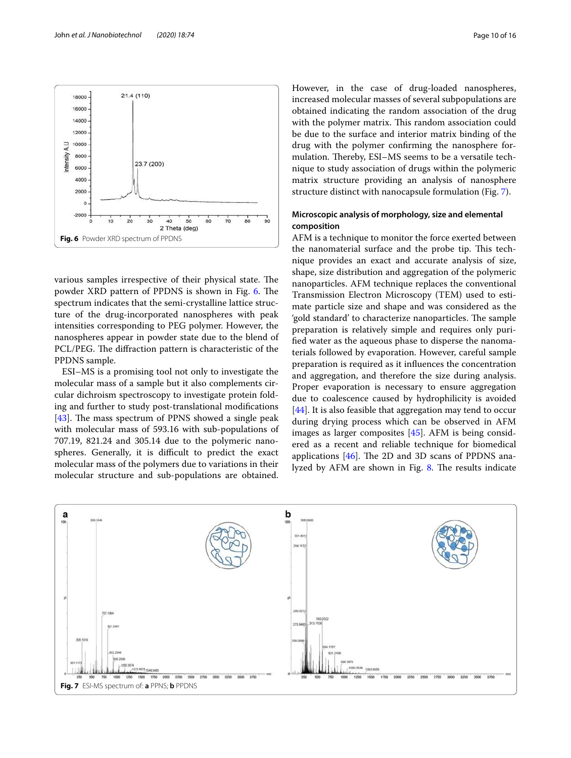Fig. 6 Powder XRD spectrum of PPDNS

various samples irrespective of their physical state. The powder XRD pattern of PPDNS is shown in Fig. 6. The spectrum indicates that the semi-crystalline lattice structure of the drug-incorporated nanospheres with peak intensities corresponding to PEG polymer. However, the nanospheres appear in powder state due to the blend of PCL/PEG. The diffraction pattern is characteristic of the PPDNS sample.

ESI–MS is a promising tool not only to investigate the molecular mass of a sample but it also complements circular dichroism spectroscopy to investigate protein folding and further to study post-translational modifications [43]. The mass spectrum of PPNS showed a single peak with molecular mass of 593.16 with sub-populations of 707.19, 821.24 and 305.14 due to the polymeric nanospheres. Generally, it is difficult to predict the exact molecular mass of the polymers due to variations in their molecular structure and sub-populations are obtained. However, in the case of drug-loaded nanospheres, increased molecular masses of several subpopulations are obtained indicating the random association of the drug with the polymer matrix. This random association could be due to the surface and interior matrix binding of the drug with the polymer confirming the nanosphere formulation. Thereby, ESI–MS seems to be a versatile technique to study association of drugs within the polymeric matrix structure providing an analysis of nanosphere structure distinct with nanocapsule formulation (Fig. 7).

### Microscopic analysis of morphology, size and elemental composition

AFM is a technique to monitor the force exerted between the nanomaterial surface and the probe tip. This technique provides an exact and accurate analysis of size, shape, size distribution and aggregation of the polymeric nanoparticles. AFM technique replaces the conventional Transmission Electron Microscopy (TEM) used to estimate particle size and shape and was considered as the 'gold standard' to characterize nanoparticles. The sample preparation is relatively simple and requires only purified water as the aqueous phase to disperse the nanomaterials followed by evaporation. However, careful sample preparation is required as it influences the concentration and aggregation, and therefore the size during analysis. Proper evaporation is necessary to ensure aggregation due to coalescence caused by hydrophilicity is avoided [44]. It is also feasible that aggregation may tend to occur during drying process which can be observed in AFM images as larger composites [45]. AFM is being considered as a recent and reliable technique for biomedical applications [46]. The 2D and 3D scans of PPDNS analyzed by AFM are shown in Fig. 8. The results indicate

Fig. 7 ESI-MS spectrum of: **a** PPNS; **b** PPDNS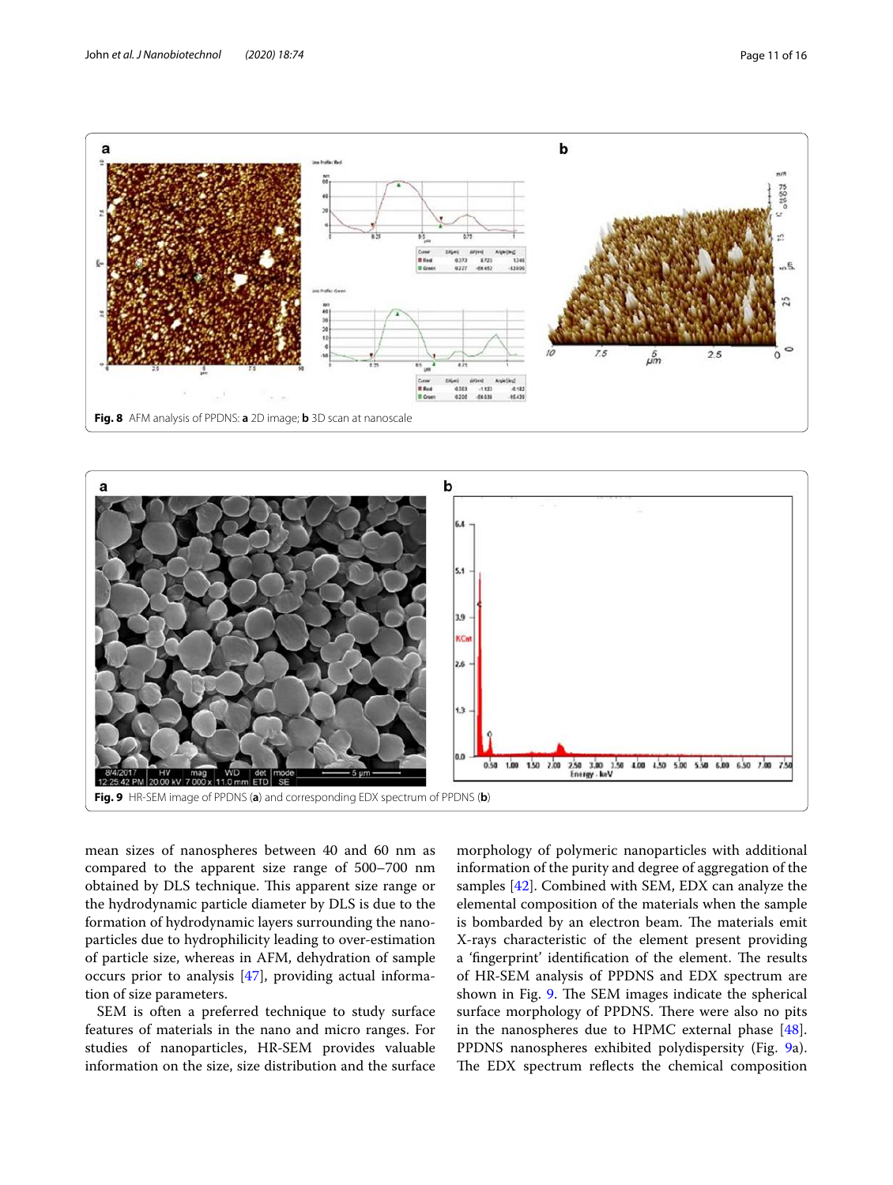Fig. 8 AFM analysis of PPDNS: **a** 2D image; **b** 3D scan at nanoscale

Fig. 9 HR-SEM image of PPDNS (**a**) and corresponding EDX spectrum of PPDNS (**b**)

mean sizes of nanospheres between 40 and 60 nm as compared to the apparent size range of 500–700 nm obtained by DLS technique. This apparent size range or the hydrodynamic particle diameter by DLS is due to the formation of hydrodynamic layers surrounding the nanoparticles due to hydrophilicity leading to over-estimation of particle size, whereas in AFM, dehydration of sample occurs prior to analysis [47], providing actual information of size parameters.

SEM is often a preferred technique to study surface features of materials in the nano and micro ranges. For studies of nanoparticles, HR-SEM provides valuable information on the size, size distribution and the surface morphology of polymeric nanoparticles with additional information of the purity and degree of aggregation of the samples [42]. Combined with SEM, EDX can analyze the elemental composition of the materials when the sample is bombarded by an electron beam. The materials emit X-rays characteristic of the element present providing a 'fingerprint' identification of the element. The results of HR-SEM analysis of PPDNS and EDX spectrum are shown in Fig. 9. The SEM images indicate the spherical surface morphology of PPDNS. There were also no pits in the nanospheres due to HPMC external phase [48]. PPDNS nanospheres exhibited polydispersity (Fig. 9a). The EDX spectrum reflects the chemical composition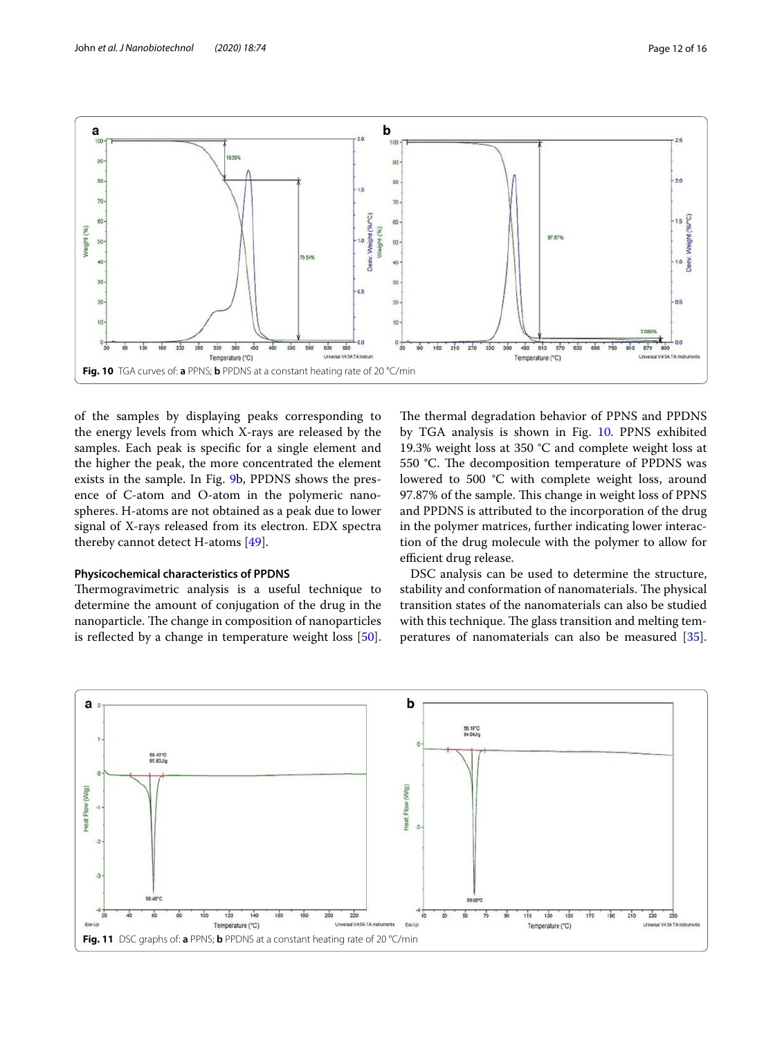Fig. 10 TGA curves of: **a** PPNS; **b** PPDNS at a constant heating rate of 20 °C/min

of the samples by displaying peaks corresponding to the energy levels from which X-rays are released by the samples. Each peak is specific for a single element and the higher the peak, the more concentrated the element exists in the sample. In Fig. 9b, PPDNS shows the presence of C-atom and O-atom in the polymeric nanospheres. H-atoms are not obtained as a peak due to lower signal of X-rays released from its electron. EDX spectra thereby cannot detect H-atoms [49].

#### Physicochemical characteristics of PPDNS

Thermogravimetric analysis is a useful technique to determine the amount of conjugation of the drug in the nanoparticle. The change in composition of nanoparticles is reflected by a change in temperature weight loss [50]. The thermal degradation behavior of PPNS and PPDNS by TGA analysis is shown in Fig. 10. PPNS exhibited 19.3% weight loss at 350 °C and complete weight loss at 550 °C. The decomposition temperature of PPDNS was lowered to 500 °C with complete weight loss, around 97.87% of the sample. This change in weight loss of PPNS and PPDNS is attributed to the incorporation of the drug in the polymer matrices, further indicating lower interaction of the drug molecule with the polymer to allow for efficient drug release.

DSC analysis can be used to determine the structure, stability and conformation of nanomaterials. The physical transition states of the nanomaterials can also be studied with this technique. The glass transition and melting temperatures of nanomaterials can also be measured [35].

Fig. 11 DSC graphs of: **a** PPNS; **b** PPDNS at a constant heating rate of 20 °C/min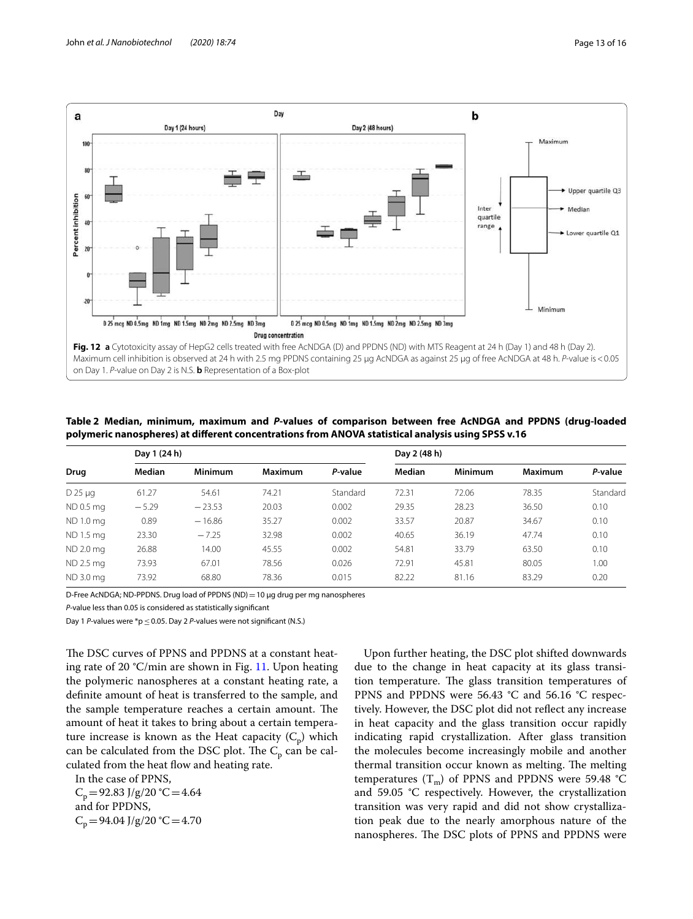**Fig. 12** **a** Cytotoxicity assay of HepG2 cells treated with free AcNDGA (D) and PPDNS (ND) with MTS Reagent at 24 h (Day 1) and 48 h (Day 2). Maximum cell inhibition is observed at 24 h with 2.5 mg PPDNS containing 25 μg AcNDGA as against 25 μg of free AcNDGA at 48 h. *P*-value is <0.05 on Day 1. *P*-value on Day 2 is N.S. **b** Representation of a Box-plot

**Table 2 Median, minimum, maximum and *P*-values of comparison between free AcNDGA and PPDNS (drug-loaded polymeric nanospheres) at different concentrations from ANOVA statistical analysis using SPSS v.16**

| Drug | Day 1 (24 h) | | | | Day 2 (48 h) | | | |
|---|---|---|---|---|---|---|---|---|
| | Median | Minimum | Maximum | *P*-value | Median | Minimum | Maximum | *P*-value |
| D 25 μg | 61.27 | 54.61 | 74.21 | Standard | 72.31 | 72.06 | 78.35 | Standard |
| ND 0.5 mg | −5.29 | −23.53 | 20.03 | 0.002 | 29.35 | 28.23 | 36.50 | 0.10 |
| ND 1.0 mg | 0.89 | −16.86 | 35.27 | 0.002 | 33.57 | 20.87 | 34.67 | 0.10 |
| ND 1.5 mg | 23.30 | −7.25 | 32.98 | 0.002 | 40.65 | 36.19 | 47.74 | 0.10 |
| ND 2.0 mg | 26.88 | 14.00 | 45.55 | 0.002 | 54.81 | 33.79 | 63.50 | 0.10 |
| ND 2.5 mg | 73.93 | 67.01 | 78.56 | 0.026 | 72.91 | 45.81 | 80.05 | 1.00 |
| ND 3.0 mg | 73.92 | 68.80 | 78.36 | 0.015 | 82.22 | 81.16 | 83.29 | 0.20 |

D-Free AcNDGA; ND-PPDNS. Drug load of PPDNS (ND) = 10 μg drug per mg nanospheres

*P*-value less than 0.05 is considered as statistically significant

Day 1 *P*-values were $^*p \leq 0.05$. Day 2 *P*-values were not significant (N.S.)

The DSC curves of PPNS and PPDNS at a constant heating rate of 20 °C/min are shown in Fig. 11. Upon heating the polymeric nanospheres at a constant heating rate, a definite amount of heat is transferred to the sample, and the sample temperature reaches a certain amount. The amount of heat it takes to bring about a certain temperature increase is known as the Heat capacity ($C_p$) which can be calculated from the DSC plot. The $C_p$ can be calculated from the heat flow and heating rate.

In the case of PPNS,

$C_p = 92.83\ \text{J/g}/20\ °\text{C} = 4.64$

and for PPDNS,

$C_p = 94.04\ \text{J/g}/20\ °\text{C} = 4.70$

Upon further heating, the DSC plot shifted downwards due to the change in heat capacity at its glass transition temperature. The glass transition temperatures of PPNS and PPDNS were 56.43 °C and 56.16 °C respectively. However, the DSC plot did not reflect any increase in heat capacity and the glass transition occur rapidly indicating rapid crystallization. After glass transition the molecules become increasingly mobile and another thermal transition occur known as melting. The melting temperatures ($T_m$) of PPNS and PPDNS were 59.48 °C and 59.05 °C respectively. However, the crystallization transition was very rapid and did not show crystallization peak due to the nearly amorphous nature of the nanospheres. The DSC plots of PPNS and PPDNS were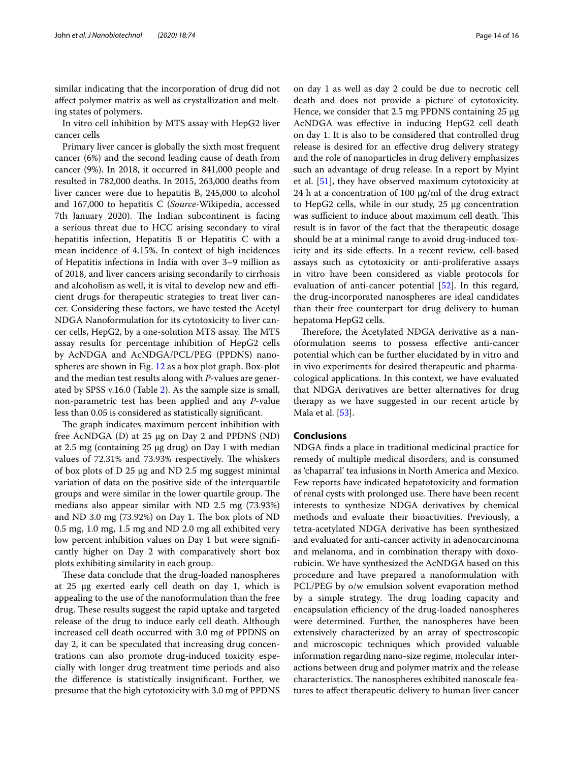similar indicating that the incorporation of drug did not affect polymer matrix as well as crystallization and melting states of polymers.

In vitro cell inhibition by MTS assay with HepG2 liver cancer cells

Primary liver cancer is globally the sixth most frequent cancer (6%) and the second leading cause of death from cancer (9%). In 2018, it occurred in 841,000 people and resulted in 782,000 deaths. In 2015, 263,000 deaths from liver cancer were due to hepatitis B, 245,000 to alcohol and 167,000 to hepatitis C (*Source*-Wikipedia, accessed 7th January 2020). The Indian subcontinent is facing a serious threat due to HCC arising secondary to viral hepatitis infection, Hepatitis B or Hepatitis C with a mean incidence of 4.15%. In context of high incidences of Hepatitis infections in India with over 3–9 million as of 2018, and liver cancers arising secondarily to cirrhosis and alcoholism as well, it is vital to develop new and efficient drugs for therapeutic strategies to treat liver cancer. Considering these factors, we have tested the Acetyl NDGA Nanoformulation for its cytotoxicity to liver cancer cells, HepG2, by a one-solution MTS assay. The MTS assay results for percentage inhibition of HepG2 cells by AcNDGA and AcNDGA/PCL/PEG (PPDNS) nanospheres are shown in Fig. 12 as a box plot graph. Box-plot and the median test results along with *P*-values are generated by SPSS v.16.0 (Table 2). As the sample size is small, non-parametric test has been applied and any *P*-value less than 0.05 is considered as statistically significant.

The graph indicates maximum percent inhibition with free AcNDGA (D) at 25 µg on Day 2 and PPDNS (ND) at 2.5 mg (containing 25 µg drug) on Day 1 with median values of 72.31% and 73.93% respectively. The whiskers of box plots of D 25 µg and ND 2.5 mg suggest minimal variation of data on the positive side of the interquartile groups and were similar in the lower quartile group. The medians also appear similar with ND 2.5 mg (73.93%) and ND 3.0 mg (73.92%) on Day 1. The box plots of ND 0.5 mg, 1.0 mg, 1.5 mg and ND 2.0 mg all exhibited very low percent inhibition values on Day 1 but were significantly higher on Day 2 with comparatively short box plots exhibiting similarity in each group.

These data conclude that the drug-loaded nanospheres at 25 µg exerted early cell death on day 1, which is appealing to the use of the nanoformulation than the free drug. These results suggest the rapid uptake and targeted release of the drug to induce early cell death. Although increased cell death occurred with 3.0 mg of PPDNS on day 2, it can be speculated that increasing drug concentrations can also promote drug-induced toxicity especially with longer drug treatment time periods and also the difference is statistically insignificant. Further, we presume that the high cytotoxicity with 3.0 mg of PPDNS on day 1 as well as day 2 could be due to necrotic cell death and does not provide a picture of cytotoxicity. Hence, we consider that 2.5 mg PPDNS containing 25 µg AcNDGA was effective in inducing HepG2 cell death on day 1. It is also to be considered that controlled drug release is desired for an effective drug delivery strategy and the role of nanoparticles in drug delivery emphasizes such an advantage of drug release. In a report by Myint et al. [51], they have observed maximum cytotoxicity at 24 h at a concentration of 100 µg/ml of the drug extract to HepG2 cells, while in our study, 25 µg concentration was sufficient to induce about maximum cell death. This result is in favor of the fact that the therapeutic dosage should be at a minimal range to avoid drug-induced toxicity and its side effects. In a recent review, cell-based assays such as cytotoxicity or anti-proliferative assays in vitro have been considered as viable protocols for evaluation of anti-cancer potential [52]. In this regard, the drug-incorporated nanospheres are ideal candidates than their free counterpart for drug delivery to human hepatoma HepG2 cells.

Therefore, the Acetylated NDGA derivative as a nanoformulation seems to possess effective anti-cancer potential which can be further elucidated by in vitro and in vivo experiments for desired therapeutic and pharmacological applications. In this context, we have evaluated that NDGA derivatives are better alternatives for drug therapy as we have suggested in our recent article by Mala et al. [53].

## Conclusions

NDGA finds a place in traditional medicinal practice for remedy of multiple medical disorders, and is consumed as 'chaparral' tea infusions in North America and Mexico. Few reports have indicated hepatotoxicity and formation of renal cysts with prolonged use. There have been recent interests to synthesize NDGA derivatives by chemical methods and evaluate their bioactivities. Previously, a tetra-acetylated NDGA derivative has been synthesized and evaluated for anti-cancer activity in adenocarcinoma and melanoma, and in combination therapy with doxorubicin. We have synthesized the AcNDGA based on this procedure and have prepared a nanoformulation with PCL/PEG by o/w emulsion solvent evaporation method by a simple strategy. The drug loading capacity and encapsulation efficiency of the drug-loaded nanospheres were determined. Further, the nanospheres have been extensively characterized by an array of spectroscopic and microscopic techniques which provided valuable information regarding nano-size regime, molecular interactions between drug and polymer matrix and the release characteristics. The nanospheres exhibited nanoscale features to affect therapeutic delivery to human liver cancer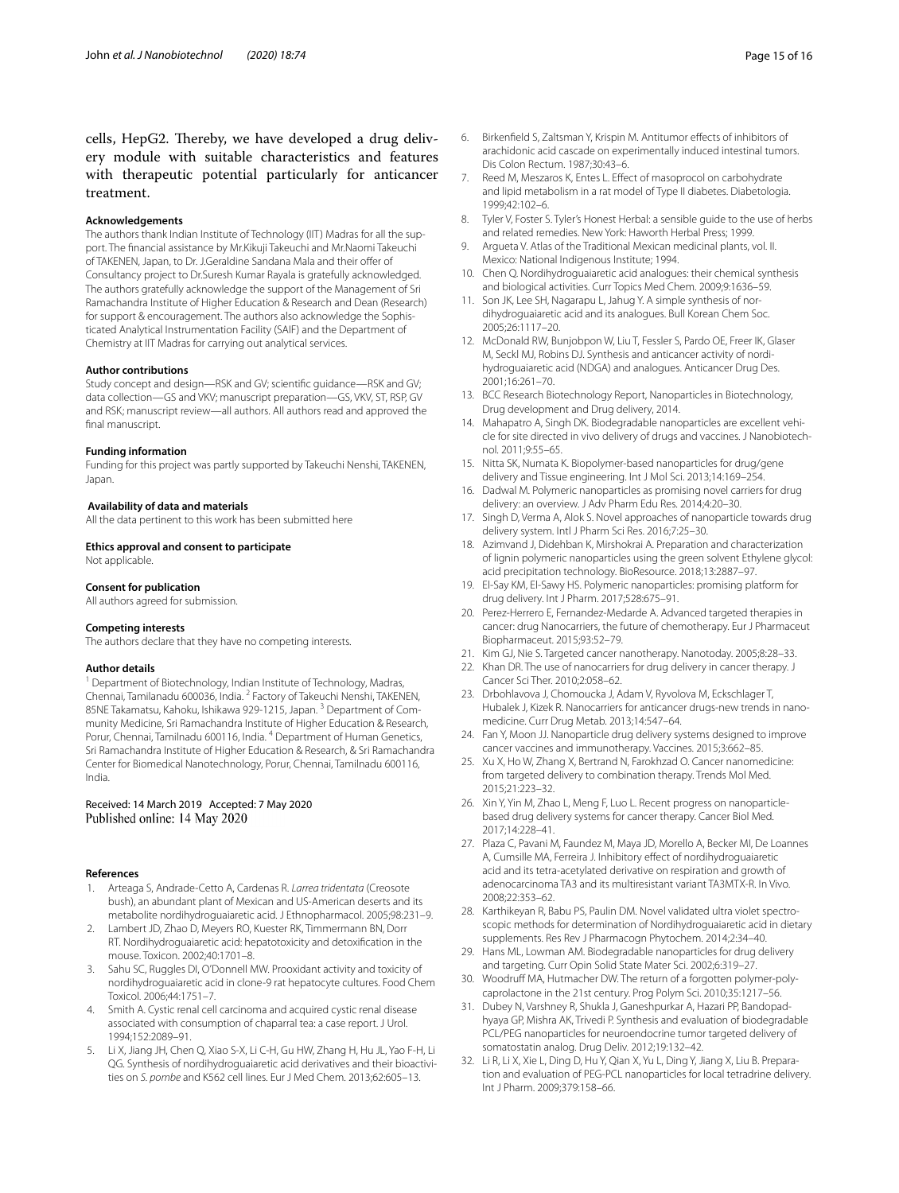cells, HepG2. Thereby, we have developed a drug delivery module with suitable characteristics and features with therapeutic potential particularly for anticancer treatment.

#### Acknowledgements

The authors thank Indian Institute of Technology (IIT) Madras for all the support. The financial assistance by Mr.Kikuji Takeuchi and Mr.Naomi Takeuchi of TAKENEN, Japan, to Dr. J.Geraldine Sandana Mala and their offer of Consultancy project to Dr.Suresh Kumar Rayala is gratefully acknowledged. The authors gratefully acknowledge the support of the Management of Sri Ramachandra Institute of Higher Education & Research and Dean (Research) for support & encouragement. The authors also acknowledge the Sophisticated Analytical Instrumentation Facility (SAIF) and the Department of Chemistry at IIT Madras for carrying out analytical services.

#### Author contributions

Study concept and design—RSK and GV; scientific guidance—RSK and GV; data collection—GS and VKV; manuscript preparation—GS, VKV, ST, RSP, GV and RSK; manuscript review—all authors. All authors read and approved the final manuscript.

#### Funding information

Funding for this project was partly supported by Takeuchi Nenshi, TAKENEN, Japan.

#### Availability of data and materials

All the data pertinent to this work has been submitted here

#### Ethics approval and consent to participate

Not applicable.

#### Consent for publication

All authors agreed for submission.

#### Competing interests

The authors declare that they have no competing interests.

#### Author details

[1] Department of Biotechnology, Indian Institute of Technology, Madras, Chennai, Tamilanadu 600036, India. [2] Factory of Takeuchi Nenshi, TAKENEN, 85NE Takamatsu, Kahoku, Ishikawa 929-1215, Japan. [3] Department of Community Medicine, Sri Ramachandra Institute of Higher Education & Research, Porur, Chennai, Tamilnadu 600116, India. [4] Department of Human Genetics, Sri Ramachandra Institute of Higher Education & Research, & Sri Ramachandra Center for Biomedical Nanotechnology, Porur, Chennai, Tamilnadu 600116, India.

Received: 14 March 2019 Accepted: 7 May 2020
Published online: 14 May 2020

#### References

1. Arteaga S, Andrade-Cetto A, Cardenas R. *Larrea tridentata* (Creosote bush), an abundant plant of Mexican and US-American deserts and its metabolite nordihydroguaiaretic acid. J Ethnopharmacol. 2005;98:231–9.
2. Lambert JD, Zhao D, Meyers RO, Kuester RK, Timmermann BN, Dorr RT. Nordihydroguaiaretic acid: hepatotoxicity and detoxification in the mouse. Toxicon. 2002;40:1701–8.
3. Sahu SC, Ruggles DI, O'Donnell MW. Prooxidant activity and toxicity of nordihydroguaiaretic acid in clone-9 rat hepatocyte cultures. Food Chem Toxicol. 2006;44:1751–7.
4. Smith A. Cystic renal cell carcinoma and acquired cystic renal disease associated with consumption of chaparral tea: a case report. J Urol. 1994;152:2089–91.
5. Li X, Jiang JH, Chen Q, Xiao S-X, Li C-H, Gu HW, Zhang H, Hu JL, Yao F-H, Li QG. Synthesis of nordihydroguaiaretic acid derivatives and their bioactivities on *S. pombe* and K562 cell lines. Eur J Med Chem. 2013;62:605–13.
6. Birkenfield S, Zaltsman Y, Krispin M. Antitumor effects of inhibitors of arachidonic acid cascade on experimentally induced intestinal tumors. Dis Colon Rectum. 1987;30:43–6.
7. Reed M, Meszaros K, Entes L. Effect of masoprocol on carbohydrate and lipid metabolism in a rat model of Type II diabetes. Diabetologia. 1999;42:102–6.
8. Tyler V, Foster S. Tyler's Honest Herbal: a sensible guide to the use of herbs and related remedies. New York: Haworth Herbal Press; 1999.
9. Argueta V. Atlas of the Traditional Mexican medicinal plants, vol. II. Mexico: National Indigenous Institute; 1994.
10. Chen Q. Nordihydroguaiaretic acid analogues: their chemical synthesis and biological activities. Curr Topics Med Chem. 2009;9:1636–59.
11. Son JK, Lee SH, Nagarapu L, Jahug Y. A simple synthesis of nor-dihydroguaiaretic acid and its analogues. Bull Korean Chem Soc. 2005;26:1117–20.
12. McDonald RW, Bunjobpon W, Liu T, Fessler S, Pardo OE, Freer IK, Glaser M, Seckl MJ, Robins DJ. Synthesis and anticancer activity of nordihydroguaiaretic acid (NDGA) and analogues. Anticancer Drug Des. 2001;16:261–70.
13. BCC Research Biotechnology Report, Nanoparticles in Biotechnology, Drug development and Drug delivery, 2014.
14. Mahapatro A, Singh DK. Biodegradable nanoparticles are excellent vehicle for site directed in vivo delivery of drugs and vaccines. J Nanobiotechnol. 2011;9:55–65.
15. Nitta SK, Numata K. Biopolymer-based nanoparticles for drug/gene delivery and Tissue engineering. Int J Mol Sci. 2013;14:169–254.
16. Dadwal M. Polymeric nanoparticles as promising novel carriers for drug delivery: an overview. J Adv Pharm Edu Res. 2014;4:20–30.
17. Singh D, Verma A, Alok S. Novel approaches of nanoparticle towards drug delivery system. Intl J Pharm Sci Res. 2016;7:25–30.
18. Azimvand J, Didehban K, Mirshokrai A. Preparation and characterization of lignin polymeric nanoparticles using the green solvent Ethylene glycol: acid precipitation technology. BioResource. 2018;13:2887–97.
19. El-Say KM, El-Sawy HS. Polymeric nanoparticles: promising platform for drug delivery. Int J Pharm. 2017;528:675–91.
20. Perez-Herrero E, Fernandez-Medarde A. Advanced targeted therapies in cancer: drug Nanocarriers, the future of chemotherapy. Eur J Pharmaceut Biopharmaceut. 2015;93:52–79.
21. Kim GJ, Nie S. Targeted cancer nanotherapy. Nanotoday. 2005;8:28–33.
22. Khan DR. The use of nanocarriers for drug delivery in cancer therapy. J Cancer Sci Ther. 2010;2:058–62.
23. Drbohlavova J, Chomoucka J, Adam V, Ryvolova M, Eckschlager T, Hubalek J, Kizek R. Nanocarriers for anticancer drugs-new trends in nanomedicine. Curr Drug Metab. 2013;14:547–64.
24. Fan Y, Moon JJ. Nanoparticle drug delivery systems designed to improve cancer vaccines and immunotherapy. Vaccines. 2015;3:662–85.
25. Xu X, Ho W, Zhang X, Bertrand N, Farokhzad O. Cancer nanomedicine: from targeted delivery to combination therapy. Trends Mol Med. 2015;21:223–32.
26. Xin Y, Yin M, Zhao L, Meng F, Luo L. Recent progress on nanoparticle-based drug delivery systems for cancer therapy. Cancer Biol Med. 2017;14:228–41.
27. Plaza C, Pavani M, Faundez M, Maya JD, Morello A, Becker MI, De Loannes A, Cumsille MA, Ferreira J. Inhibitory effect of nordihydroguaiaretic acid and its tetra-acetylated derivative on respiration and growth of adenocarcinoma TA3 and its multiresistant variant TA3MTX-R. In Vivo. 2008;22:353–62.
28. Karthikeyan R, Babu PS, Paulin DM. Novel validated ultra violet spectroscopic methods for determination of Nordihydroguaiaretic acid in dietary supplements. Res Rev J Pharmacogn Phytochem. 2014;2:34–40.
29. Hans ML, Lowman AM. Biodegradable nanoparticles for drug delivery and targeting. Curr Opin Solid State Mater Sci. 2002;6:319–27.
30. Woodruff MA, Hutmacher DW. The return of a forgotten polymer-polycaprolactone in the 21st century. Prog Polym Sci. 2010;35:1217–56.
31. Dubey N, Varshney R, Shukla J, Ganeshpurkar A, Hazari PP, Bandopadhyaya GP, Mishra AK, Trivedi P. Synthesis and evaluation of biodegradable PCL/PEG nanoparticles for neuroendocrine tumor targeted delivery of somatostatin analog. Drug Deliv. 2012;19:132–42.
32. Li R, Li X, Xie L, Ding D, Hu Y, Qian X, Yu L, Ding Y, Jiang X, Liu B. Preparation and evaluation of PEG-PCL nanoparticles for local tetradrine delivery. Int J Pharm. 2009;379:158–66.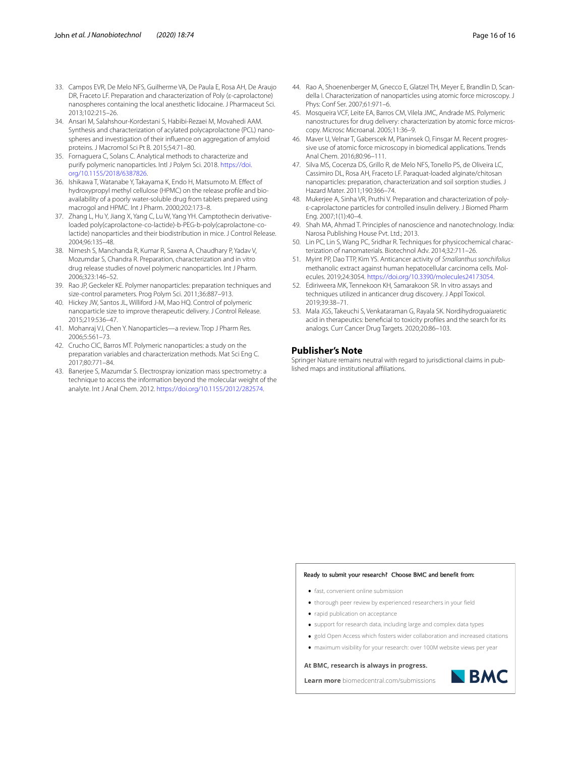33. Campos EVR, De Melo NFS, Guilherme VA, De Paula E, Rosa AH, De Araujo DR, Fraceto LF. Preparation and characterization of Poly (ε-caprolactone) nanospheres containing the local anesthetic lidocaine. J Pharmaceut Sci. 2013;102:215–26.
34. Ansari M, Salahshour-Kordestani S, Habibi-Rezaei M, Movahedi AAM. Synthesis and characterization of acylated polycaprolactone (PCL) nanospheres and investigation of their influence on aggregation of amyloid proteins. J Macromol Sci Pt B. 2015;54:71–80.
35. Fornaguera C, Solans C. Analytical methods to characterize and purify polymeric nanoparticles. Intl J Polym Sci. 2018. https://doi.org/10.1155/2018/6387826.
36. Ishikawa T, Watanabe Y, Takayama K, Endo H, Matsumoto M. Effect of hydroxypropyl methyl cellulose (HPMC) on the release profile and bioavailability of a poorly water-soluble drug from tablets prepared using macrogol and HPMC. Int J Pharm. 2000;202:173–8.
37. Zhang L, Hu Y, Jiang X, Yang C, Lu W, Yang YH. Camptothecin derivative-loaded poly(caprolactone-co-lactide)-b-PEG-b-poly(caprolactone-co-lactide) nanoparticles and their biodistribution in mice. J Control Release. 2004;96:135–48.
38. Nimesh S, Manchanda R, Kumar R, Saxena A, Chaudhary P, Yadav V, Mozumdar S, Chandra R. Preparation, characterization and in vitro drug release studies of novel polymeric nanoparticles. Int J Pharm. 2006;323:146–52.
39. Rao JP, Geckeler KE. Polymer nanoparticles: preparation techniques and size-control parameters. Prog Polym Sci. 2011;36:887–913.
40. Hickey JW, Santos JL, Williford J-M, Mao HQ. Control of polymeric nanoparticle size to improve therapeutic delivery. J Control Release. 2015;219:536–47.
41. Mohanraj VJ, Chen Y. Nanoparticles—a review. Trop J Pharm Res. 2006;5:561–73.
42. Crucho CIC, Barros MT. Polymeric nanoparticles: a study on the preparation variables and characterization methods. Mat Sci Eng C. 2017;80:771–84.
43. Banerjee S, Mazumdar S. Electrospray ionization mass spectrometry: a technique to access the information beyond the molecular weight of the analyte. Int J Anal Chem. 2012. https://doi.org/10.1155/2012/282574.
44. Rao A, Shoenenberger M, Gnecco E, Glatzel TH, Meyer E, Brandlin D, Scandella I. Characterization of nanoparticles using atomic force microscopy. J Phys: Conf Ser. 2007;61:971–6.
45. Mosqueira VCF, Leite EA, Barros CM, Vilela JMC, Andrade MS. Polymeric nanostructures for drug delivery: characterization by atomic force microscopy. Microsc Microanal. 2005;11:36–9.
46. Maver U, Velnar T, Gaberscek M, Planinsek O, Finsgar M. Recent progressive use of atomic force microscopy in biomedical applications. Trends Anal Chem. 2016;80:96–111.
47. Silva MS, Cocenza DS, Grillo R, de Melo NFS, Tonello PS, de Oliveira LC, Cassimiro DL, Rosa AH, Fraceto LF. Paraquat-loaded alginate/chitosan nanoparticles: preparation, characterization and soil sorption studies. J Hazard Mater. 2011;190:366–74.
48. Mukerjee A, Sinha VR, Pruthi V. Preparation and characterization of poly-ε-caprolactone particles for controlled insulin delivery. J Biomed Pharm Eng. 2007;1(1):40–4.
49. Shah MA, Ahmad T. Principles of nanoscience and nanotechnology. India: Narosa Publishing House Pvt. Ltd.; 2013.
50. Lin PC, Lin S, Wang PC, Sridhar R. Techniques for physicochemical characterization of nanomaterials. Biotechnol Adv. 2014;32:711–26.
51. Myint PP, Dao TTP, Kim YS. Anticancer activity of *Smallanthus sonchifolius* methanolic extract against human hepatocellular carcinoma cells. Molecules. 2019;24:3054. https://doi.org/10.3390/molecules24173054.
52. Ediriweera MK, Tennekoon KH, Samarakoon SR. In vitro assays and techniques utilized in anticancer drug discovery. J Appl Toxicol. 2019;39:38–71.
53. Mala JGS, Takeuchi S, Venkataraman G, Rayala SK. Nordihydroguaiaretic acid in therapeutics: beneficial to toxicity profiles and the search for its analogs. Curr Cancer Drug Targets. 2020;20:86–103.

## Publisher's Note

Springer Nature remains neutral with regard to jurisdictional claims in published maps and institutional affiliations.

Ready to submit your research? Choose BMC and benefit from:

- fast, convenient online submission
- thorough peer review by experienced researchers in your field
- rapid publication on acceptance
- support for research data, including large and complex data types
- gold Open Access which fosters wider collaboration and increased citations
- maximum visibility for your research: over 100M website views per year

**At BMC, research is always in progress.**

**Learn more** biomedcentral.com/submissions